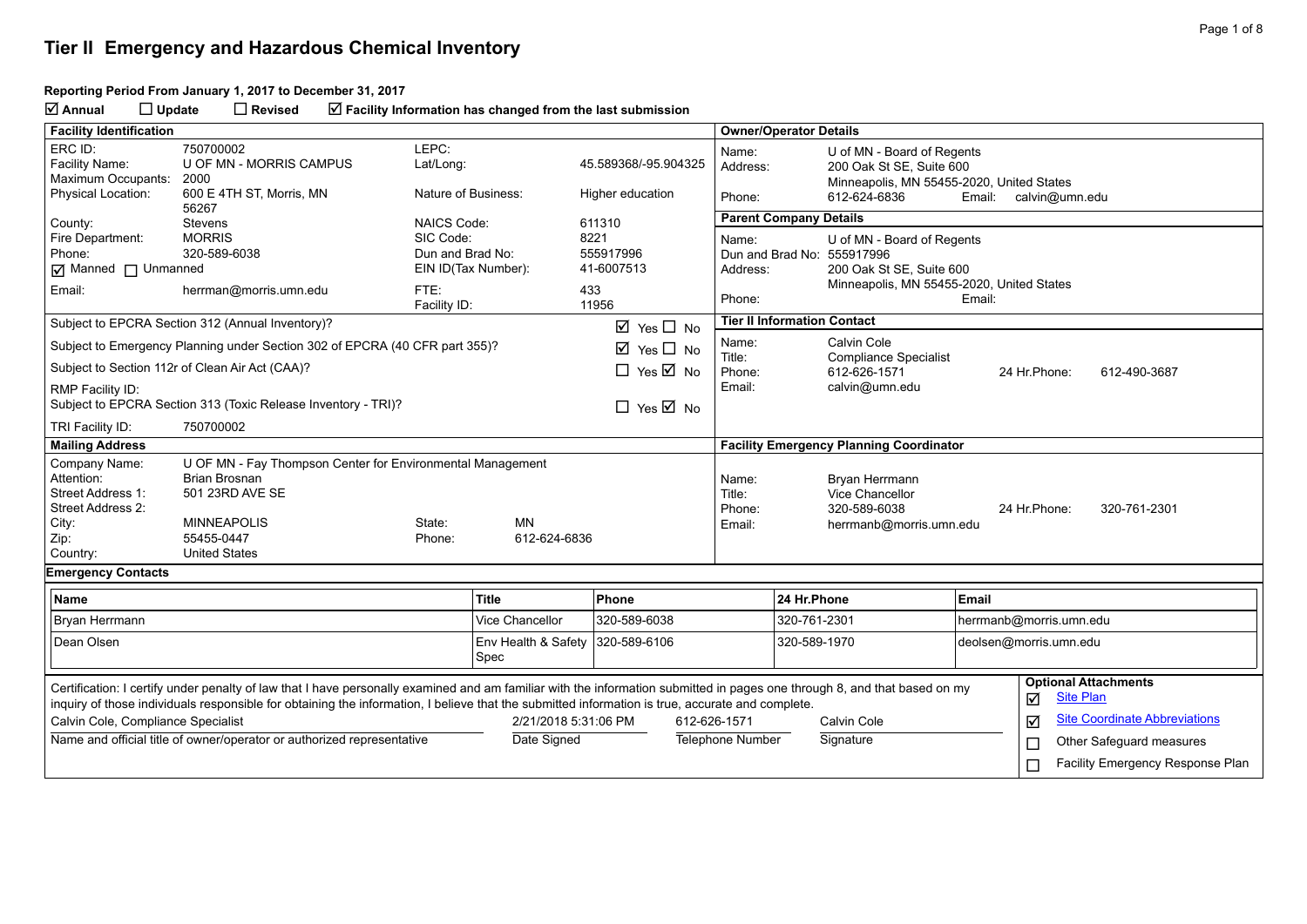# Tier II Emergency and Hazardous Chemical Inventory

**Reporting Period From January 1, 2017 to December 31, 2017**

☑ **Annual** ☐ **Update** ☐ **Revised** ☑ **Facility Information has changed from the last submission**

## Facility Identification

| | | | |
|---|---|---|---|
| ERC ID: | 750700002 | LEPC: | |
| Facility Name: | U OF MN - MORRIS CAMPUS | Lat/Long: | 45.589368/-95.904325 |
| Maximum Occupants: | 2000 | | |
| Physical Location: | 600 E 4TH ST, Morris, MN 56267 | Nature of Business: | Higher education |
| County: | Stevens | NAICS Code: | 611310 |
| Fire Department: | MORRIS | SIC Code: | 8221 |
| Phone: | 320-589-6038 | Dun and Brad No: | 555917996 |
| ☑ Manned ☐ Unmanned | | EIN ID(Tax Number): | 41-6007513 |
| Email: | herrman@morris.umn.edu | FTE: | 433 |
| | | Facility ID: | 11956 |

| | |
|---|---|
| Subject to EPCRA Section 312 (Annual Inventory)? | ☑ Yes ☐ No |
| Subject to Emergency Planning under Section 302 of EPCRA (40 CFR part 355)? | ☑ Yes ☐ No |
| Subject to Section 112r of Clean Air Act (CAA)? | ☐ Yes ☑ No |
| RMP Facility ID: | |
| Subject to EPCRA Section 313 (Toxic Release Inventory - TRI)? | ☐ Yes ☑ No |
| TRI Facility ID: | 750700002 |

## Owner/Operator Details

Name: U of MN - Board of Regents
Address: 200 Oak St SE, Suite 600
Minneapolis, MN 55455-2020, United States
Phone: 612-624-6836 Email: calvin@umn.edu

## Parent Company Details

Name: U of MN - Board of Regents
Dun and Brad No: 555917996
Address: 200 Oak St SE, Suite 600
Minneapolis, MN 55455-2020, United States
Phone: Email:

## Tier II Information Contact

Name: Calvin Cole
Title: Compliance Specialist
Phone: 612-626-1571 24 Hr.Phone: 612-490-3687
Email: calvin@umn.edu

## Mailing Address

| | | | |
|---|---|---|---|
| Company Name: | U OF MN - Fay Thompson Center for Environmental Management | | |
| Attention: | Brian Brosnan | | |
| Street Address 1: | 501 23RD AVE SE | | |
| Street Address 2: | | | |
| City: | MINNEAPOLIS | State: | MN |
| Zip: | 55455-0447 | Phone: | 612-624-6836 |
| Country: | United States | | |

## Facility Emergency Planning Coordinator

Name: Bryan Herrmann
Title: Vice Chancellor
Phone: 320-589-6038 24 Hr.Phone: 320-761-2301
Email: herrmanb@morris.umn.edu

## Emergency Contacts

| Name | Title | Phone | 24 Hr.Phone | Email |
|---|---|---|---|---|
| Bryan Herrmann | Vice Chancellor | 320-589-6038 | 320-761-2301 | herrmanb@morris.umn.edu |
| Dean Olsen | Env Health & Safety Spec | 320-589-6106 | 320-589-1970 | deolsen@morris.umn.edu |

Certification: I certify under penalty of law that I have personally examined and am familiar with the information submitted in pages one through 8, and that based on my inquiry of those individuals responsible for obtaining the information, I believe that the submitted information is true, accurate and complete.

| Calvin Cole, Compliance Specialist | 2/21/2018 5:31:06 PM | 612-626-1571 | Calvin Cole |
|---|---|---|---|
| Name and official title of owner/operator or authorized representative | Date Signed | Telephone Number | Signature |

**Optional Attachments**

- ☑ Site Plan
- ☑ Site Coordinate Abbreviations
- ☐ Other Safeguard measures
- ☐ Facility Emergency Response Plan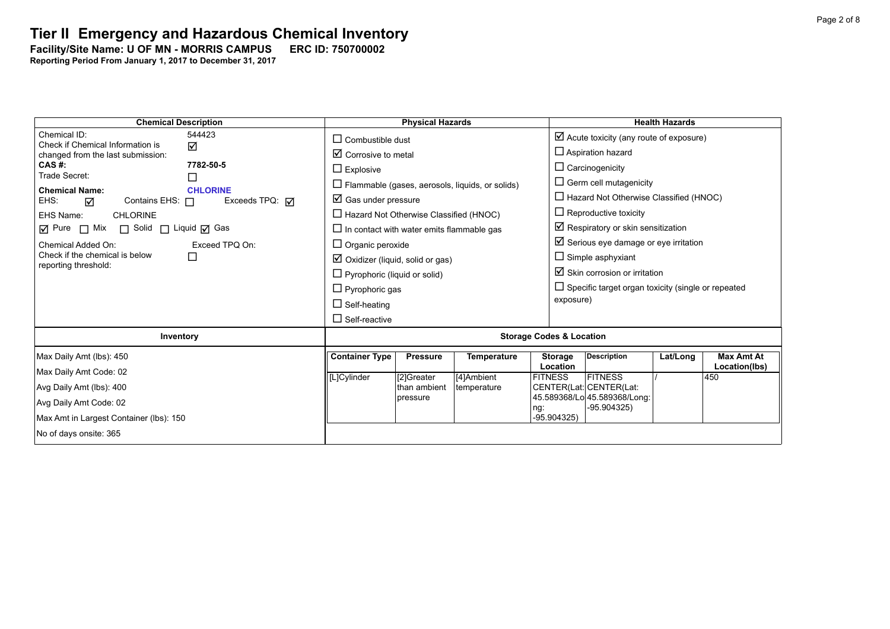# Tier II Emergency and Hazardous Chemical Inventory

**Facility/Site Name: U OF MN - MORRIS CAMPUS ERC ID: 750700002**

**Reporting Period From January 1, 2017 to December 31, 2017**

## Chemical Description

Chemical ID: 544423

Check if Chemical Information is changed from the last submission: ☑

**CAS #:** **7782-50-5**

Trade Secret: ☐

**Chemical Name:** **CHLORINE**

EHS: ☑ Contains EHS: ☐ Exceeds TPQ: ☑

EHS Name: CHLORINE

☑ Pure ☐ Mix ☐ Solid ☐ Liquid ☑ Gas

Chemical Added On: Exceed TPQ On:

Check if the chemical is below reporting threshold: ☐

## Physical Hazards

- ☐ Combustible dust
- ☑ Corrosive to metal
- ☐ Explosive
- ☐ Flammable (gases, aerosols, liquids, or solids)
- ☑ Gas under pressure
- ☐ Hazard Not Otherwise Classified (HNOC)
- ☐ In contact with water emits flammable gas
- ☐ Organic peroxide
- ☑ Oxidizer (liquid, solid or gas)
- ☐ Pyrophoric (liquid or solid)
- ☐ Pyrophoric gas
- ☐ Self-heating
- ☐ Self-reactive

## Health Hazards

- ☑ Acute toxicity (any route of exposure)
- ☐ Aspiration hazard
- ☐ Carcinogenicity
- ☐ Germ cell mutagenicity
- ☐ Hazard Not Otherwise Classified (HNOC)
- ☐ Reproductive toxicity
- ☑ Respiratory or skin sensitization
- ☑ Serious eye damage or eye irritation
- ☐ Simple asphyxiant
- ☑ Skin corrosion or irritation
- ☐ Specific target organ toxicity (single or repeated exposure)

## Inventory

Max Daily Amt (lbs): 450

Max Daily Amt Code: 02

Avg Daily Amt (lbs): 400

Avg Daily Amt Code: 02

Max Amt in Largest Container (lbs): 150

No of days onsite: 365

## Storage Codes & Location

| Container Type | Pressure | Temperature | Storage Location | Description | Lat/Long | Max Amt At Location(lbs) |
|---|---|---|---|---|---|---|
| [L]Cylinder | [2]Greater than ambient pressure | [4]Ambient temperature | FITNESS CENTER(Lat: 45.589368/Long: -95.904325) | FITNESS CENTER(Lat: 45.589368/Long: -95.904325) | / | 450 |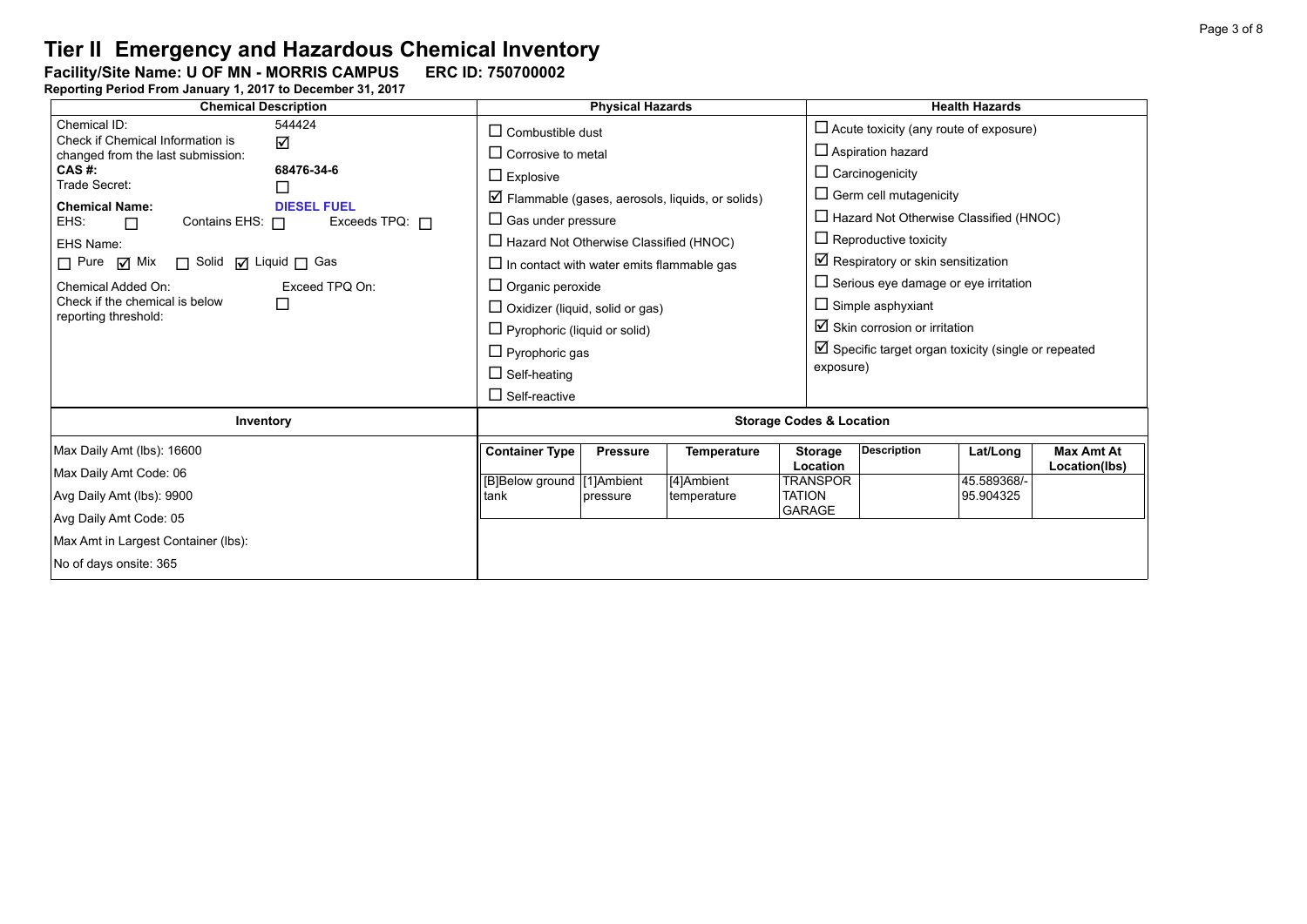# Tier II Emergency and Hazardous Chemical Inventory

**Facility/Site Name: U OF MN - MORRIS CAMPUS ERC ID: 750700002**

**Reporting Period From January 1, 2017 to December 31, 2017**

## Chemical Description

Chemical ID: 544424

Check if Chemical Information is changed from the last submission: ☑

**CAS #:** **68476-34-6**

Trade Secret: ☐

**Chemical Name:** **DIESEL FUEL**

EHS: ☐ Contains EHS: ☐ Exceeds TPQ: ☐

EHS Name:

☐ Pure ☑ Mix ☐ Solid ☑ Liquid ☐ Gas

Chemical Added On: Exceed TPQ On:

Check if the chemical is below reporting threshold: ☐

## Physical Hazards

- ☐ Combustible dust
- ☐ Corrosive to metal
- ☐ Explosive
- ☑ Flammable (gases, aerosols, liquids, or solids)
- ☐ Gas under pressure
- ☐ Hazard Not Otherwise Classified (HNOC)
- ☐ In contact with water emits flammable gas
- ☐ Organic peroxide
- ☐ Oxidizer (liquid, solid or gas)
- ☐ Pyrophoric (liquid or solid)
- ☐ Pyrophoric gas
- ☐ Self-heating
- ☐ Self-reactive

## Health Hazards

- ☐ Acute toxicity (any route of exposure)
- ☐ Aspiration hazard
- ☐ Carcinogenicity
- ☐ Germ cell mutagenicity
- ☐ Hazard Not Otherwise Classified (HNOC)
- ☐ Reproductive toxicity
- ☑ Respiratory or skin sensitization
- ☐ Serious eye damage or eye irritation
- ☐ Simple asphyxiant
- ☑ Skin corrosion or irritation
- ☑ Specific target organ toxicity (single or repeated exposure)

## Inventory

Max Daily Amt (lbs): 16600

Max Daily Amt Code: 06

Avg Daily Amt (lbs): 9900

Avg Daily Amt Code: 05

Max Amt in Largest Container (lbs):

No of days onsite: 365

## Storage Codes & Location

| Container Type | Pressure | Temperature | Storage Location | Description | Lat/Long | Max Amt At Location(lbs) |
|---|---|---|---|---|---|---|
| [B]Below ground tank | [1]Ambient pressure | [4]Ambient temperature | TRANSPORTATION GARAGE | | 45.589368/-95.904325 | |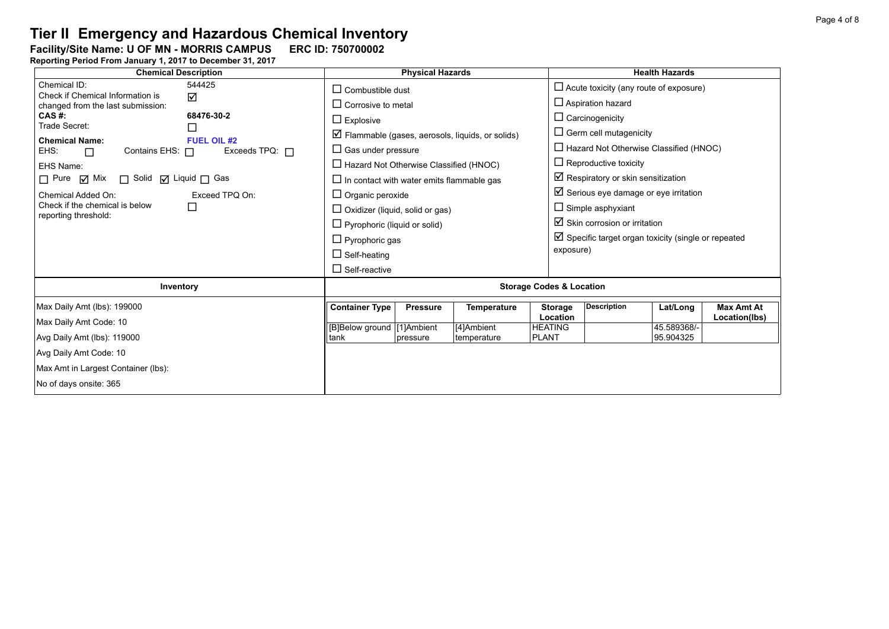# Tier II Emergency and Hazardous Chemical Inventory

**Facility/Site Name: U OF MN - MORRIS CAMPUS ERC ID: 750700002**

**Reporting Period From January 1, 2017 to December 31, 2017**

| Chemical Description | Physical Hazards | Health Hazards |
|---|---|---|
| Chemical ID: 544425<br>Check if Chemical Information is changed from the last submission: ☑<br>**CAS #:** **68476-30-2**<br>Trade Secret: ☐<br>**Chemical Name:** **FUEL OIL #2**<br>EHS: ☐ Contains EHS: ☐ Exceeds TPQ: ☐<br>EHS Name:<br>☐ Pure ☑ Mix ☐ Solid ☑ Liquid ☐ Gas<br>Chemical Added On: Exceed TPQ On:<br>Check if the chemical is below reporting threshold: ☐ | ☐ Combustible dust<br>☐ Corrosive to metal<br>☐ Explosive<br>☑ Flammable (gases, aerosols, liquids, or solids)<br>☐ Gas under pressure<br>☐ Hazard Not Otherwise Classified (HNOC)<br>☐ In contact with water emits flammable gas<br>☐ Organic peroxide<br>☐ Oxidizer (liquid, solid or gas)<br>☐ Pyrophoric (liquid or solid)<br>☐ Pyrophoric gas<br>☐ Self-heating<br>☐ Self-reactive | ☐ Acute toxicity (any route of exposure)<br>☐ Aspiration hazard<br>☐ Carcinogenicity<br>☐ Germ cell mutagenicity<br>☐ Hazard Not Otherwise Classified (HNOC)<br>☐ Reproductive toxicity<br>☑ Respiratory or skin sensitization<br>☑ Serious eye damage or eye irritation<br>☐ Simple asphyxiant<br>☑ Skin corrosion or irritation<br>☑ Specific target organ toxicity (single or repeated exposure) |

| Inventory |
|---|
| Max Daily Amt (lbs): 199000 |
| Max Daily Amt Code: 10 |
| Avg Daily Amt (lbs): 119000 |
| Avg Daily Amt Code: 10 |
| Max Amt in Largest Container (lbs): |
| No of days onsite: 365 |

**Storage Codes & Location**

| Container Type | Pressure | Temperature | Storage Location | Description | Lat/Long | Max Amt At Location(lbs) |
|---|---|---|---|---|---|---|
| [B]Below ground tank | [1]Ambient pressure | [4]Ambient temperature | HEATING PLANT | | 45.589368/-95.904325 | |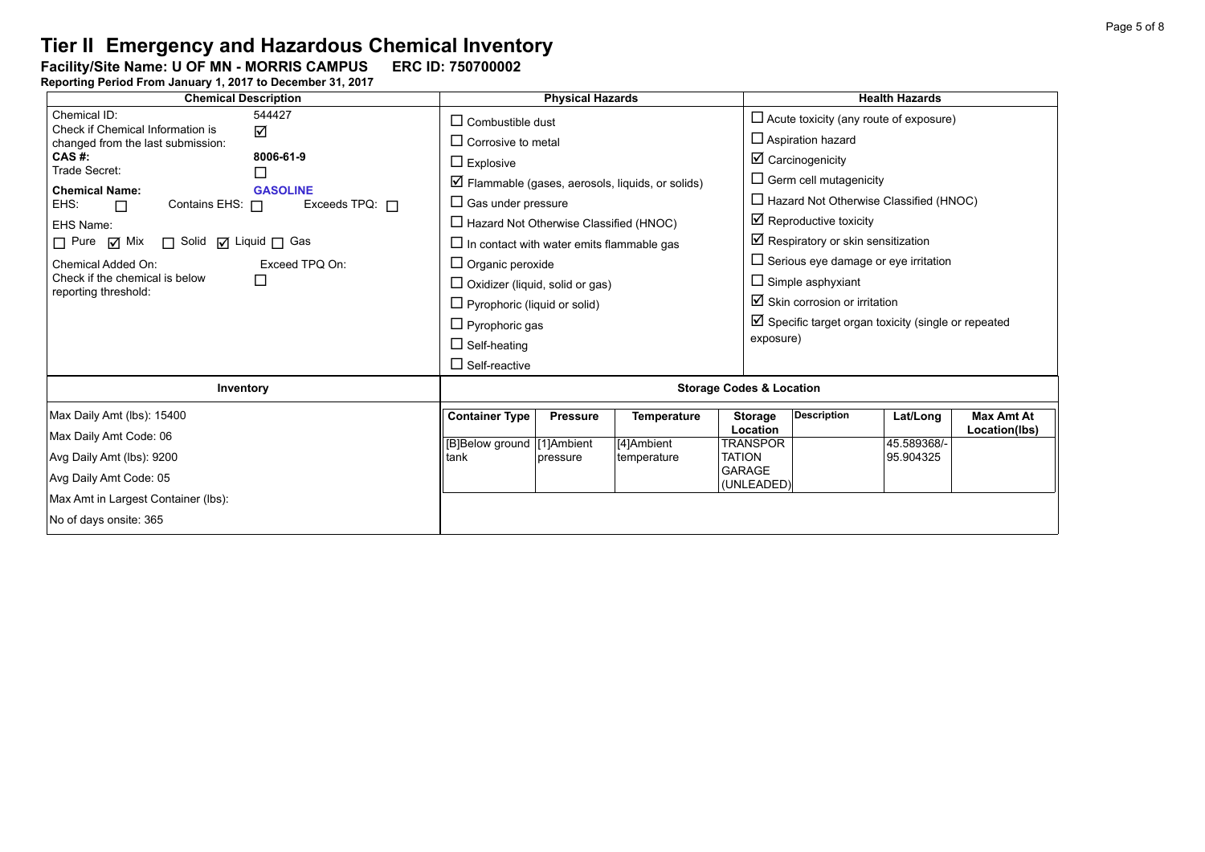# Tier II Emergency and Hazardous Chemical Inventory

**Facility/Site Name: U OF MN - MORRIS CAMPUS ERC ID: 750700002**

**Reporting Period From January 1, 2017 to December 31, 2017**

| Chemical Description | Physical Hazards | Health Hazards |
|---|---|---|
| Chemical ID: 544427<br>Check if Chemical Information is changed from the last submission: ☑<br>**CAS #:** **8006-61-9**<br>Trade Secret: ☐<br>**Chemical Name:** **GASOLINE**<br>EHS: ☐ Contains EHS: ☐ Exceeds TPQ: ☐<br>EHS Name:<br>☐ Pure ☑ Mix ☐ Solid ☑ Liquid ☐ Gas<br>Chemical Added On: Exceed TPQ On:<br>Check if the chemical is below reporting threshold: ☐ | ☐ Combustible dust<br>☐ Corrosive to metal<br>☐ Explosive<br>☑ Flammable (gases, aerosols, liquids, or solids)<br>☐ Gas under pressure<br>☐ Hazard Not Otherwise Classified (HNOC)<br>☐ In contact with water emits flammable gas<br>☐ Organic peroxide<br>☐ Oxidizer (liquid, solid or gas)<br>☐ Pyrophoric (liquid or solid)<br>☐ Pyrophoric gas<br>☐ Self-heating<br>☐ Self-reactive | ☐ Acute toxicity (any route of exposure)<br>☐ Aspiration hazard<br>☑ Carcinogenicity<br>☐ Germ cell mutagenicity<br>☐ Hazard Not Otherwise Classified (HNOC)<br>☑ Reproductive toxicity<br>☑ Respiratory or skin sensitization<br>☐ Serious eye damage or eye irritation<br>☐ Simple asphyxiant<br>☑ Skin corrosion or irritation<br>☑ Specific target organ toxicity (single or repeated exposure) |

**Inventory**

Max Daily Amt (lbs): 15400

Max Daily Amt Code: 06

Avg Daily Amt (lbs): 9200

Avg Daily Amt Code: 05

Max Amt in Largest Container (lbs):

No of days onsite: 365

**Storage Codes & Location**

| Container Type | Pressure | Temperature | Storage Location | Description | Lat/Long | Max Amt At Location(lbs) |
|---|---|---|---|---|---|---|
| [B]Below ground tank | [1]Ambient pressure | [4]Ambient temperature | TRANSPORTATION GARAGE (UNLEADED) | | 45.589368/-95.904325 | |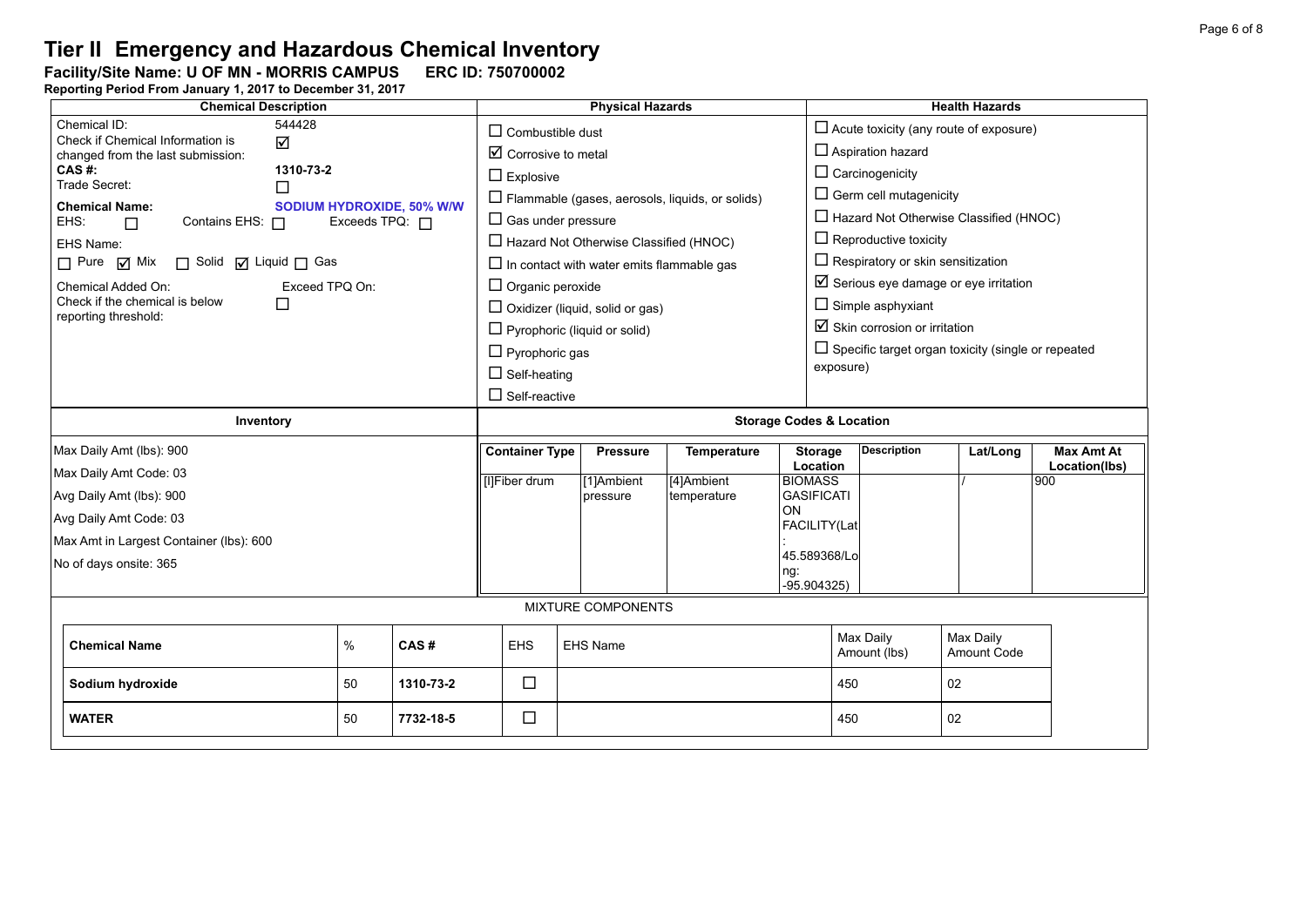# Tier II Emergency and Hazardous Chemical Inventory

**Facility/Site Name: U OF MN - MORRIS CAMPUS ERC ID: 750700002**

**Reporting Period From January 1, 2017 to December 31, 2017**

| Chemical Description | Physical Hazards | Health Hazards |
|---|---|---|
| Chemical ID: 544428<br>Check if Chemical Information is changed from the last submission: ☑<br>**CAS #:** **1310-73-2**<br>Trade Secret: ☐<br>**Chemical Name:** **SODIUM HYDROXIDE, 50% W/W**<br>EHS: ☐ Contains EHS: ☐ Exceeds TPQ: ☐<br>EHS Name:<br>☐ Pure ☑ Mix ☐ Solid ☑ Liquid ☐ Gas<br>Chemical Added On: Exceed TPQ On:<br>Check if the chemical is below reporting threshold: ☐ | ☐ Combustible dust<br>☑ Corrosive to metal<br>☐ Explosive<br>☐ Flammable (gases, aerosols, liquids, or solids)<br>☐ Gas under pressure<br>☐ Hazard Not Otherwise Classified (HNOC)<br>☐ In contact with water emits flammable gas<br>☐ Organic peroxide<br>☐ Oxidizer (liquid, solid or gas)<br>☐ Pyrophoric (liquid or solid)<br>☐ Pyrophoric gas<br>☐ Self-heating<br>☐ Self-reactive | ☐ Acute toxicity (any route of exposure)<br>☐ Aspiration hazard<br>☐ Carcinogenicity<br>☐ Germ cell mutagenicity<br>☐ Hazard Not Otherwise Classified (HNOC)<br>☐ Reproductive toxicity<br>☐ Respiratory or skin sensitization<br>☑ Serious eye damage or eye irritation<br>☐ Simple asphyxiant<br>☑ Skin corrosion or irritation<br>☐ Specific target organ toxicity (single or repeated exposure) |

**Inventory**

Max Daily Amt (lbs): 900
Max Daily Amt Code: 03
Avg Daily Amt (lbs): 900
Avg Daily Amt Code: 03
Max Amt in Largest Container (lbs): 600
No of days onsite: 365

**Storage Codes & Location**

| Container Type | Pressure | Temperature | Storage Location | Description | Lat/Long | Max Amt At Location(lbs) |
|---|---|---|---|---|---|---|
| [I]Fiber drum | [1]Ambient pressure | [4]Ambient temperature | BIOMASS GASIFICATION FACILITY(Lat: 45.589368/Long: -95.904325) | | / | 900 |

MIXTURE COMPONENTS

| Chemical Name | % | CAS # | EHS | EHS Name | Max Daily Amount (lbs) | Max Daily Amount Code |
|---|---|---|---|---|---|---|
| **Sodium hydroxide** | 50 | **1310-73-2** | ☐ | | 450 | 02 |
| **WATER** | 50 | **7732-18-5** | ☐ | | 450 | 02 |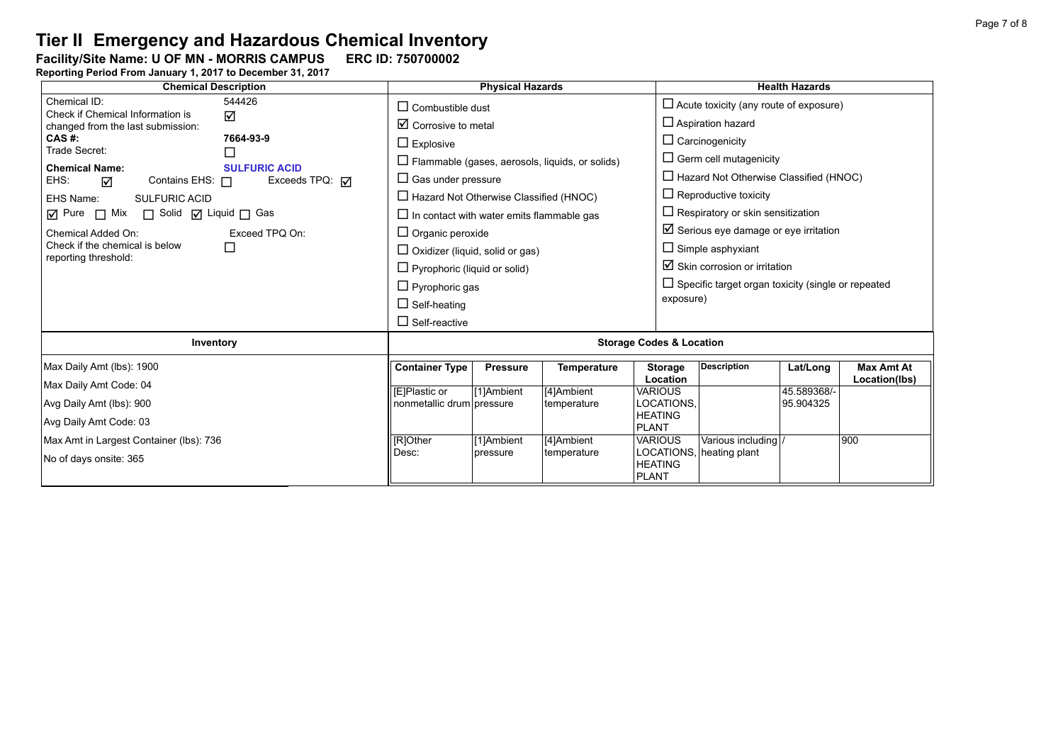# Tier II Emergency and Hazardous Chemical Inventory

**Facility/Site Name: U OF MN - MORRIS CAMPUS ERC ID: 750700002**

**Reporting Period From January 1, 2017 to December 31, 2017**

| Chemical Description | Physical Hazards | Health Hazards |
|---|---|---|
| Chemical ID: 544426<br>Check if Chemical Information is changed from the last submission: ☑<br>**CAS #:** **7664-93-9**<br>Trade Secret: ☐<br>**Chemical Name:** **SULFURIC ACID**<br>EHS: ☑ Contains EHS: ☐ Exceeds TPQ: ☑<br>EHS Name: SULFURIC ACID<br>☑ Pure ☐ Mix ☐ Solid ☑ Liquid ☐ Gas<br>Chemical Added On: Exceed TPQ On:<br>Check if the chemical is below reporting threshold: ☐ | ☐ Combustible dust<br>☑ Corrosive to metal<br>☐ Explosive<br>☐ Flammable (gases, aerosols, liquids, or solids)<br>☐ Gas under pressure<br>☐ Hazard Not Otherwise Classified (HNOC)<br>☐ In contact with water emits flammable gas<br>☐ Organic peroxide<br>☐ Oxidizer (liquid, solid or gas)<br>☐ Pyrophoric (liquid or solid)<br>☐ Pyrophoric gas<br>☐ Self-heating<br>☐ Self-reactive | ☐ Acute toxicity (any route of exposure)<br>☐ Aspiration hazard<br>☐ Carcinogenicity<br>☐ Germ cell mutagenicity<br>☐ Hazard Not Otherwise Classified (HNOC)<br>☐ Reproductive toxicity<br>☐ Respiratory or skin sensitization<br>☑ Serious eye damage or eye irritation<br>☐ Simple asphyxiant<br>☑ Skin corrosion or irritation<br>☐ Specific target organ toxicity (single or repeated exposure) |

**Inventory**

Max Daily Amt (lbs): 1900

Max Daily Amt Code: 04

Avg Daily Amt (lbs): 900

Avg Daily Amt Code: 03

Max Amt in Largest Container (lbs): 736

No of days onsite: 365

**Storage Codes & Location**

| Container Type | Pressure | Temperature | Storage Location | Description | Lat/Long | Max Amt At Location(lbs) |
|---|---|---|---|---|---|---|
| [E]Plastic or nonmetallic drum | [1]Ambient pressure | [4]Ambient temperature | VARIOUS LOCATIONS, HEATING PLANT | | 45.589368/-95.904325 | |
| [R]Other Desc: | [1]Ambient pressure | [4]Ambient temperature | VARIOUS LOCATIONS, HEATING PLANT | Various including heating plant | / | 900 |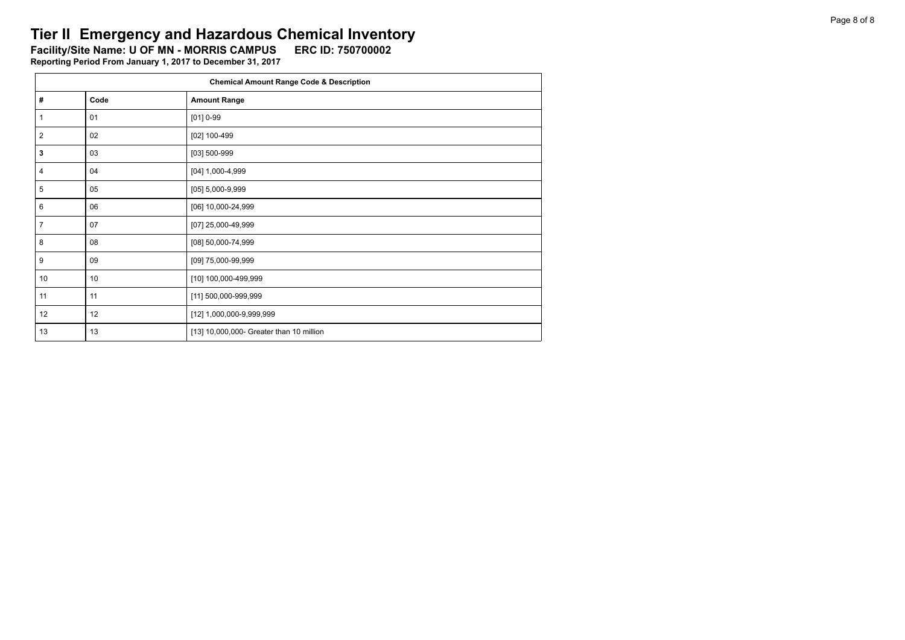# Tier II Emergency and Hazardous Chemical Inventory

**Facility/Site Name: U OF MN - MORRIS CAMPUS ERC ID: 750700002**

**Reporting Period From January 1, 2017 to December 31, 2017**

| **Chemical Amount Range Code & Description** | | |
|---|---|---|
| **#** | **Code** | **Amount Range** |
| 1 | 01 | [01] 0-99 |
| 2 | 02 | [02] 100-499 |
| **3** | 03 | [03] 500-999 |
| 4 | 04 | [04] 1,000-4,999 |
| 5 | 05 | [05] 5,000-9,999 |
| 6 | 06 | [06] 10,000-24,999 |
| 7 | 07 | [07] 25,000-49,999 |
| 8 | 08 | [08] 50,000-74,999 |
| 9 | 09 | [09] 75,000-99,999 |
| 10 | 10 | [10] 100,000-499,999 |
| 11 | 11 | [11] 500,000-999,999 |
| 12 | 12 | [12] 1,000,000-9,999,999 |
| 13 | 13 | [13] 10,000,000- Greater than 10 million |